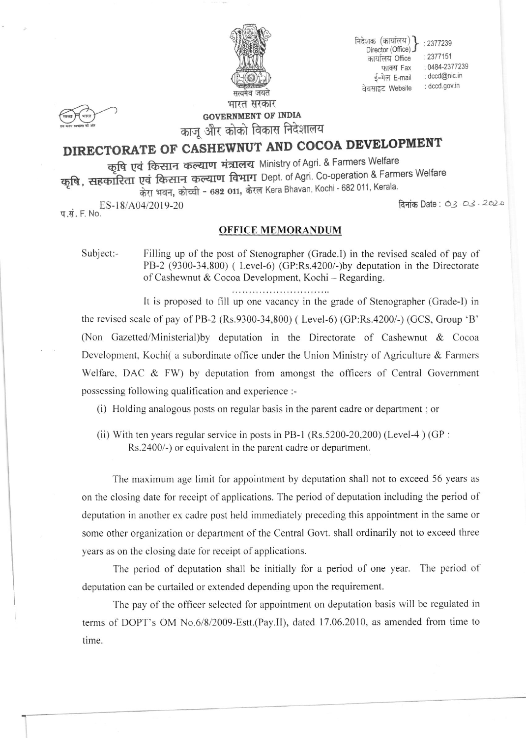निदेशक (कार्यालय) / Director (Office) : 2377239
कार्यालय Office : 2377151
फाक्स Fax : 0484-2377239
ई-मेल E-mail : dccd@nic.in
वेबसाइट Website : dccd.gov.in

सत्यमेव जयते

भारत सरकार

**GOVERNMENT OF INDIA**

काजू और कोको विकास निदेशालय

# DIRECTORATE OF CASHEWNUT AND COCOA DEVELOPMENT

कृषि एवं किसान कल्याण मंत्रालय Ministry of Agri. & Farmers Welfare

कृषि, सहकारिता एवं किसान कल्याण विभाग Dept. of Agri. Co-operation & Farmers Welfare

केरा भवन, कोच्ची - 682 011, केरल Kera Bhavan, Kochi - 682 011, Kerala.

प.सं. F. No. ES-18/A04/2019-20 दिनांक Date : 03.03.2020

## OFFICE MEMORANDUM

Subject:- Filling up of the post of Stenographer (Grade.I) in the revised scaled of pay of PB-2 (9300-34,800) ( Level-6) (GP:Rs.4200/-)by deputation in the Directorate of Cashewnut & Cocoa Development, Kochi – Regarding.

…………………………..

It is proposed to fill up one vacancy in the grade of Stenographer (Grade-I) in the revised scale of pay of PB-2 (Rs.9300-34,800) ( Level-6) (GP:Rs.4200/-) (GCS, Group 'B' (Non Gazetted/Ministerial)by deputation in the Directorate of Cashewnut & Cocoa Development, Kochi( a subordinate office under the Union Ministry of Agriculture & Farmers Welfare, DAC & FW) by deputation from amongst the officers of Central Government possessing following qualification and experience :-

(i) Holding analogous posts on regular basis in the parent cadre or department ; or

(ii) With ten years regular service in posts in PB-1 (Rs.5200-20,200) (Level-4 ) (GP : Rs.2400/-) or equivalent in the parent cadre or department.

The maximum age limit for appointment by deputation shall not to exceed 56 years as on the closing date for receipt of applications. The period of deputation including the period of deputation in another ex cadre post held immediately preceding this appointment in the same or some other organization or department of the Central Govt. shall ordinarily not to exceed three years as on the closing date for receipt of applications.

The period of deputation shall be initially for a period of one year. The period of deputation can be curtailed or extended depending upon the requirement.

The pay of the officer selected for appointment on deputation basis will be regulated in terms of DOPT's OM No.6/8/2009-Estt.(Pay.II), dated 17.06.2010, as amended from time to time.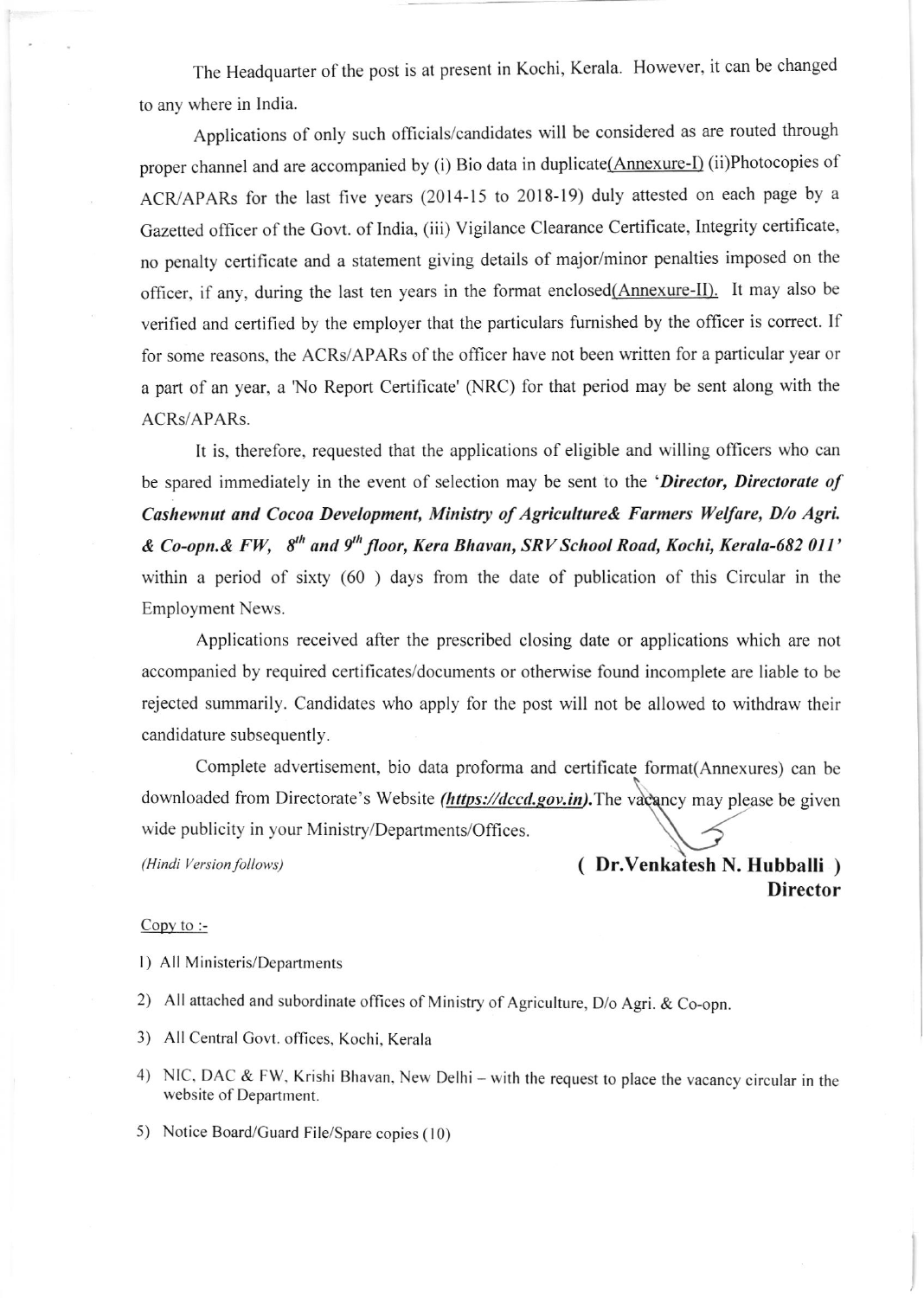The Headquarter of the post is at present in Kochi, Kerala. However, it can be changed to any where in India.

Applications of only such officials/candidates will be considered as are routed through proper channel and are accompanied by (i) Bio data in duplicate(Annexure-I) (ii)Photocopies of ACR/APARs for the last five years (2014-15 to 2018-19) duly attested on each page by a Gazetted officer of the Govt. of India, (iii) Vigilance Clearance Certificate, Integrity certificate, no penalty certificate and a statement giving details of major/minor penalties imposed on the officer, if any, during the last ten years in the format enclosed(Annexure-II). It may also be verified and certified by the employer that the particulars furnished by the officer is correct. If for some reasons, the ACRs/APARs of the officer have not been written for a particular year or a part of an year, a 'No Report Certificate' (NRC) for that period may be sent along with the ACRs/APARs.

It is, therefore, requested that the applications of eligible and willing officers who can be spared immediately in the event of selection may be sent to the '***Director, Directorate of Cashewnut and Cocoa Development, Ministry of Agriculture& Farmers Welfare, D/o Agri. & Co-opn.& FW, 8th and 9th floor, Kera Bhavan, SRV School Road, Kochi, Kerala-682 011***' within a period of sixty (60 ) days from the date of publication of this Circular in the Employment News.

Applications received after the prescribed closing date or applications which are not accompanied by required certificates/documents or otherwise found incomplete are liable to be rejected summarily. Candidates who apply for the post will not be allowed to withdraw their candidature subsequently.

Complete advertisement, bio data proforma and certificate format(Annexures) can be downloaded from Directorate's Website ***(https://dccd.gov.in)***.The vacancy may please be given wide publicity in your Ministry/Departments/Offices.

*(Hindi Version follows)*

**( Dr.Venkatesh N. Hubballi )**
**Director**

Copy to :-

1) All Ministeris/Departments
2) All attached and subordinate offices of Ministry of Agriculture, D/o Agri. & Co-opn.
3) All Central Govt. offices, Kochi, Kerala
4) NIC, DAC & FW, Krishi Bhavan, New Delhi – with the request to place the vacancy circular in the website of Department.
5) Notice Board/Guard File/Spare copies (10)